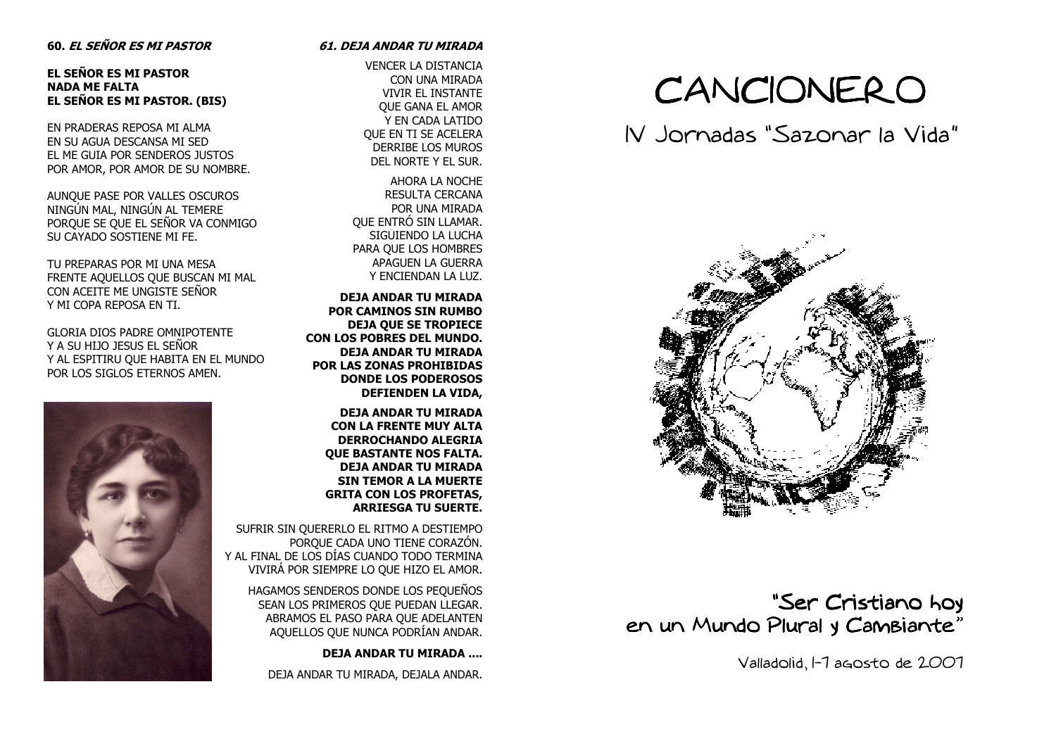### 60. *EL SEÑOR ES MI PASTOR*

**EL SEÑOR ES MI PASTOR**
**NADA ME FALTA**
**EL SEÑOR ES MI PASTOR. (BIS)**

EN PRADERAS REPOSA MI ALMA
EN SU AGUA DESCANSA MI SED
EL ME GUIA POR SENDEROS JUSTOS
POR AMOR, POR AMOR DE SU NOMBRE.

AUNQUE PASE POR VALLES OSCUROS
NINGÚN MAL, NINGÚN AL TEMERE
PORQUE SE QUE EL SEÑOR VA CONMIGO
SU CAYADO SOSTIENE MI FE.

TU PREPARAS POR MI UNA MESA
FRENTE AQUELLOS QUE BUSCAN MI MAL
CON ACEITE ME UNGISTE SEÑOR
Y MI COPA REPOSA EN TI.

GLORIA DIOS PADRE OMNIPOTENTE
Y A SU HIJO JESUS EL SEÑOR
Y AL ESPITIRU QUE HABITA EN EL MUNDO
POR LOS SIGLOS ETERNOS AMEN.

### *61. DEJA ANDAR TU MIRADA*

VENCER LA DISTANCIA
CON UNA MIRADA
VIVIR EL INSTANTE
QUE GANA EL AMOR
Y EN CADA LATIDO
QUE EN TI SE ACELERA
DERRIBE LOS MUROS
DEL NORTE Y EL SUR.

AHORA LA NOCHE
RESULTA CERCANA
POR UNA MIRADA
QUE ENTRÓ SIN LLAMAR.
SIGUIENDO LA LUCHA
PARA QUE LOS HOMBRES
APAGUEN LA GUERRA
Y ENCIENDAN LA LUZ.

**DEJA ANDAR TU MIRADA**
**POR CAMINOS SIN RUMBO**
**DEJA QUE SE TROPIECE**
**CON LOS POBRES DEL MUNDO.**
**DEJA ANDAR TU MIRADA**
**POR LAS ZONAS PROHIBIDAS**
**DONDE LOS PODEROSOS**
**DEFIENDEN LA VIDA,**

**DEJA ANDAR TU MIRADA**
**CON LA FRENTE MUY ALTA**
**DERROCHANDO ALEGRIA**
**QUE BASTANTE NOS FALTA.**
**DEJA ANDAR TU MIRADA**
**SIN TEMOR A LA MUERTE**
**GRITA CON LOS PROFETAS,**
**ARRIESGA TU SUERTE.**

SUFRIR SIN QUERERLO EL RITMO A DESTIEMPO
PORQUE CADA UNO TIENE CORAZÓN.
Y AL FINAL DE LOS DÍAS CUANDO TODO TERMINA
VIVIRÁ POR SIEMPRE LO QUE HIZO EL AMOR.

HAGAMOS SENDEROS DONDE LOS PEQUEÑOS
SEAN LOS PRIMEROS QUE PUEDAN LLEGAR.
ABRAMOS EL PASO PARA QUE ADELANTEN
AQUELLOS QUE NUNCA PODRÍAN ANDAR.

**DEJA ANDAR TU MIRADA ....**

DEJA ANDAR TU MIRADA, DEJALA ANDAR.

# CANCIONERO

## IV Jornadas "Sazonar la Vida"

## "Ser Cristiano hoy en un Mundo Plural y Cambiante"

Valladolid, 1-7 agosto de 2007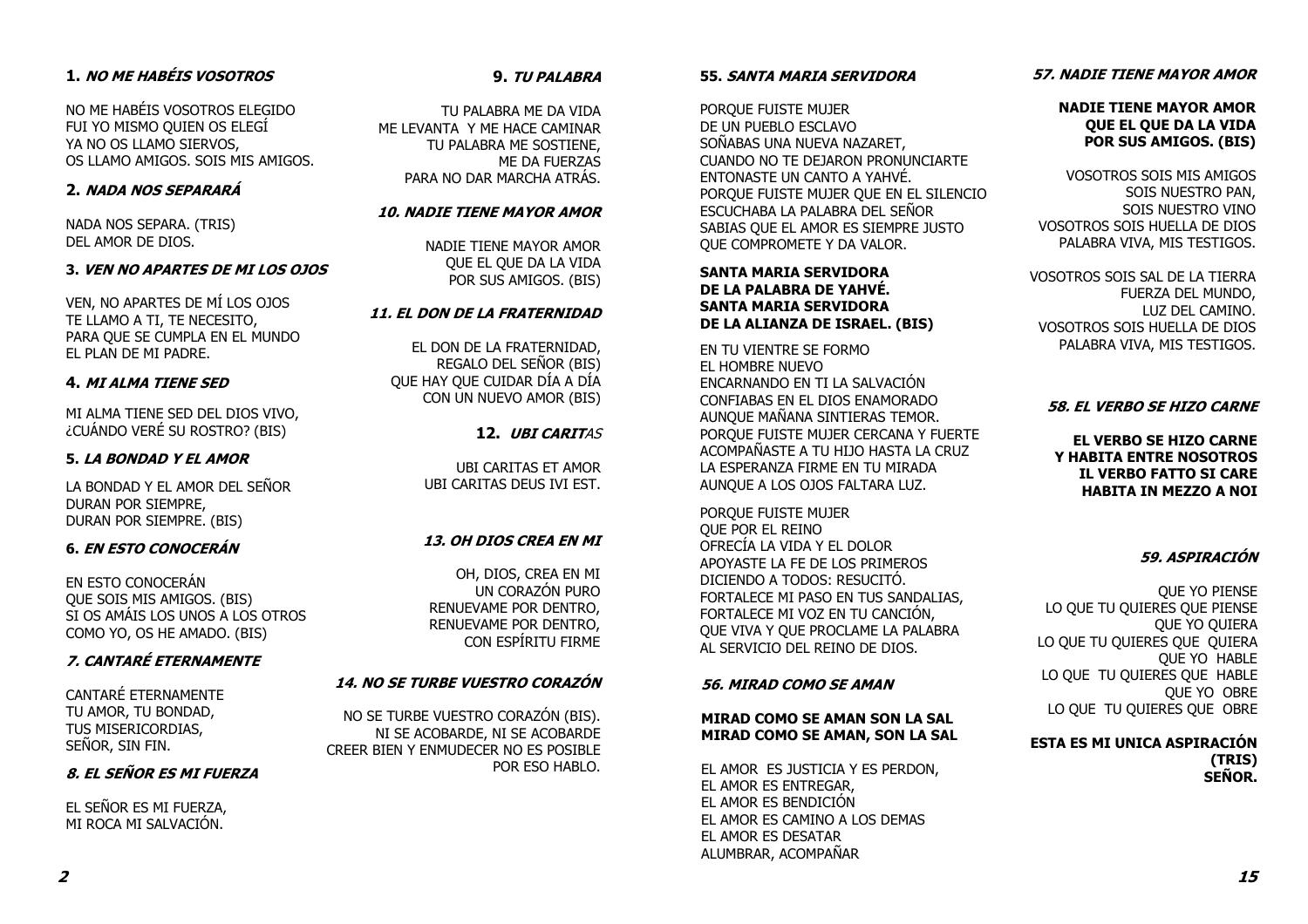## 1. *NO ME HABÉIS VOSOTROS*

NO ME HABÉIS VOSOTROS ELEGIDO
FUI YO MISMO QUIEN OS ELEGÍ
YA NO OS LLAMO SIERVOS,
OS LLAMO AMIGOS. SOIS MIS AMIGOS.

## 2. *NADA NOS SEPARARÁ*

NADA NOS SEPARA. (TRIS)
DEL AMOR DE DIOS.

## 3. *VEN NO APARTES DE MI LOS OJOS*

VEN, NO APARTES DE MÍ LOS OJOS
TE LLAMO A TI, TE NECESITO,
PARA QUE SE CUMPLA EN EL MUNDO
EL PLAN DE MI PADRE.

## 4. *MI ALMA TIENE SED*

MI ALMA TIENE SED DEL DIOS VIVO,
¿CUÁNDO VERÉ SU ROSTRO? (BIS)

## 5. *LA BONDAD Y EL AMOR*

LA BONDAD Y EL AMOR DEL SEÑOR
DURAN POR SIEMPRE,
DURAN POR SIEMPRE. (BIS)

## 6. *EN ESTO CONOCERÁN*

EN ESTO CONOCERÁN
QUE SOIS MIS AMIGOS. (BIS)
SI OS AMÁIS LOS UNOS A LOS OTROS
COMO YO, OS HE AMADO. (BIS)

## *7. CANTARÉ ETERNAMENTE*

CANTARÉ ETERNAMENTE
TU AMOR, TU BONDAD,
TUS MISERICORDIAS,
SEÑOR, SIN FIN.

## *8. EL SEÑOR ES MI FUERZA*

EL SEÑOR ES MI FUERZA,
MI ROCA MI SALVACIÓN.

## 9. *TU PALABRA*

TU PALABRA ME DA VIDA
ME LEVANTA Y ME HACE CAMINAR
TU PALABRA ME SOSTIENE,
ME DA FUERZAS
PARA NO DAR MARCHA ATRÁS.

## *10. NADIE TIENE MAYOR AMOR*

NADIE TIENE MAYOR AMOR
QUE EL QUE DA LA VIDA
POR SUS AMIGOS. (BIS)

## *11. EL DON DE LA FRATERNIDAD*

EL DON DE LA FRATERNIDAD,
REGALO DEL SEÑOR (BIS)
QUE HAY QUE CUIDAR DÍA A DÍA
CON UN NUEVO AMOR (BIS)

## 12. *UBI CARITAS*

UBI CARITAS ET AMOR
UBI CARITAS DEUS IVI EST.

## *13. OH DIOS CREA EN MI*

OH, DIOS, CREA EN MI
UN CORAZÓN PURO
RENUEVAME POR DENTRO,
RENUEVAME POR DENTRO,
CON ESPÍRITU FIRME

## *14. NO SE TURBE VUESTRO CORAZÓN*

NO SE TURBE VUESTRO CORAZÓN (BIS).
NI SE ACOBARDE, NI SE ACOBARDE
CREER BIEN Y ENMUDECER NO ES POSIBLE
POR ESO HABLO.

## 55. *SANTA MARIA SERVIDORA*

PORQUE FUISTE MUJER
DE UN PUEBLO ESCLAVO
SOÑABAS UNA NUEVA NAZARET,
CUANDO NO TE DEJARON PRONUNCIARTE
ENTONASTE UN CANTO A YAHVÉ.
PORQUE FUISTE MUJER QUE EN EL SILENCIO
ESCUCHABA LA PALABRA DEL SEÑOR
SABIAS QUE EL AMOR ES SIEMPRE JUSTO
QUE COMPROMETE Y DA VALOR.

**SANTA MARIA SERVIDORA
DE LA PALABRA DE YAHVÉ.
SANTA MARIA SERVIDORA
DE LA ALIANZA DE ISRAEL. (BIS)**

EN TU VIENTRE SE FORMO
EL HOMBRE NUEVO
ENCARNANDO EN TI LA SALVACIÓN
CONFIABAS EN EL DIOS ENAMORADO
AUNQUE MAÑANA SINTIERAS TEMOR.
PORQUE FUISTE MUJER CERCANA Y FUERTE
ACOMPAÑASTE A TU HIJO HASTA LA CRUZ
LA ESPERANZA FIRME EN TU MIRADA
AUNQUE A LOS OJOS FALTARA LUZ.

PORQUE FUISTE MUJER
QUE POR EL REINO
OFRECÍA LA VIDA Y EL DOLOR
APOYASTE LA FE DE LOS PRIMEROS
DICIENDO A TODOS: RESUCITÓ.
FORTALECE MI PASO EN TUS SANDALIAS,
FORTALECE MI VOZ EN TU CANCIÓN,
QUE VIVA Y QUE PROCLAME LA PALABRA
AL SERVICIO DEL REINO DE DIOS.

## *56. MIRAD COMO SE AMAN*

**MIRAD COMO SE AMAN SON LA SAL
MIRAD COMO SE AMAN, SON LA SAL**

EL AMOR ES JUSTICIA Y ES PERDON,
EL AMOR ES ENTREGAR,
EL AMOR ES BENDICIÓN
EL AMOR ES CAMINO A LOS DEMAS
EL AMOR ES DESATAR
ALUMBRAR, ACOMPAÑAR

## *57. NADIE TIENE MAYOR AMOR*

**NADIE TIENE MAYOR AMOR
QUE EL QUE DA LA VIDA
POR SUS AMIGOS. (BIS)**

VOSOTROS SOIS MIS AMIGOS
SOIS NUESTRO PAN,
SOIS NUESTRO VINO
VOSOTROS SOIS HUELLA DE DIOS
PALABRA VIVA, MIS TESTIGOS.

VOSOTROS SOIS SAL DE LA TIERRA
FUERZA DEL MUNDO,
LUZ DEL CAMINO.
VOSOTROS SOIS HUELLA DE DIOS
PALABRA VIVA, MIS TESTIGOS.

## *58. EL VERBO SE HIZO CARNE*

**EL VERBO SE HIZO CARNE
Y HABITA ENTRE NOSOTROS
IL VERBO FATTO SI CARE
HABITA IN MEZZO A NOI**

## *59. ASPIRACIÓN*

QUE YO PIENSE
LO QUE TU QUIERES QUE PIENSE
QUE YO QUIERA
LO QUE TU QUIERES QUE QUIERA
QUE YO HABLE
LO QUE TU QUIERES QUE HABLE
QUE YO OBRE
LO QUE TU QUIERES QUE OBRE

**ESTA ES MI UNICA ASPIRACIÓN
(TRIS)
SEÑOR.**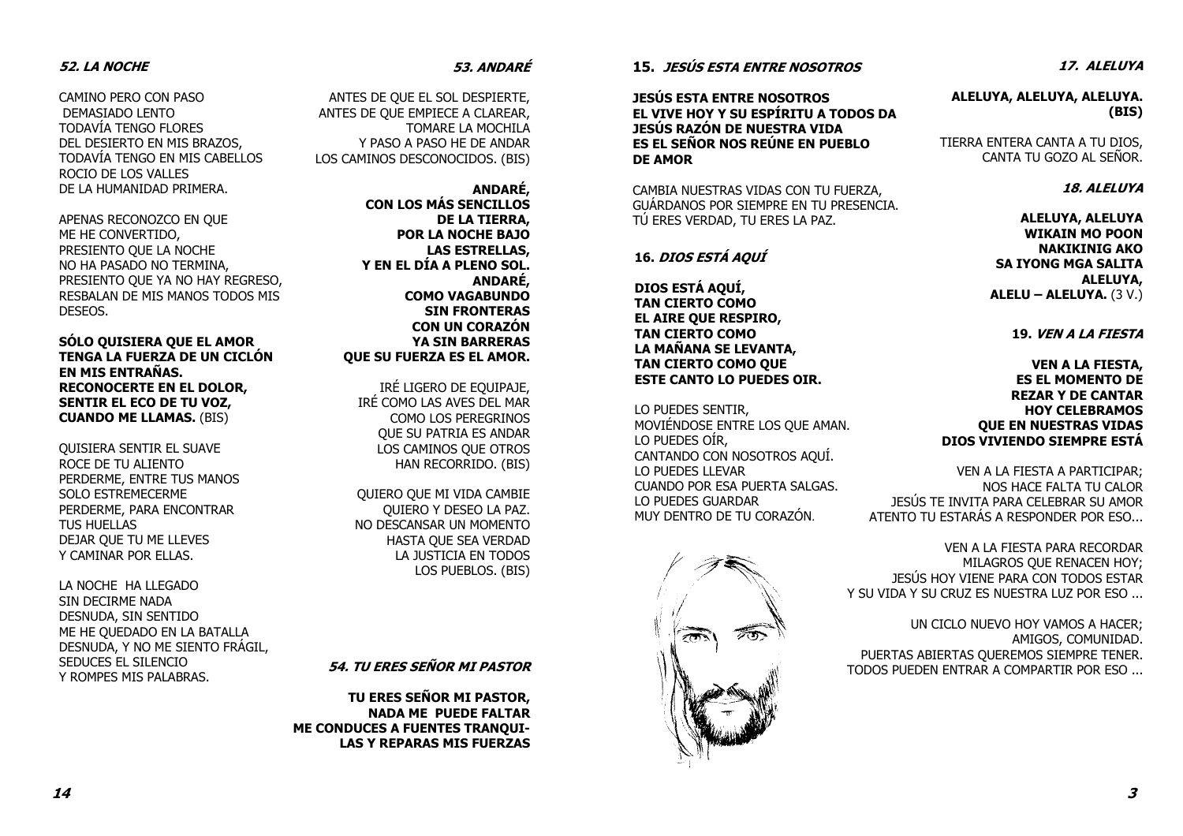### *52. LA NOCHE*

CAMINO PERO CON PASO
DEMASIADO LENTO
TODAVÍA TENGO FLORES
DEL DESIERTO EN MIS BRAZOS,
TODAVÍA TENGO EN MIS CABELLOS
ROCIO DE LOS VALLES
DE LA HUMANIDAD PRIMERA.

APENAS RECONOZCO EN QUE
ME HE CONVERTIDO,
PRESIENTO QUE LA NOCHE
NO HA PASADO NO TERMINA,
PRESIENTO QUE YA NO HAY REGRESO,
RESBALAN DE MIS MANOS TODOS MIS
DESEOS.

**SÓLO QUISIERA QUE EL AMOR**
**TENGA LA FUERZA DE UN CICLÓN**
**EN MIS ENTRAÑAS.**
**RECONOCERTE EN EL DOLOR,**
**SENTIR EL ECO DE TU VOZ,**
**CUANDO ME LLAMAS.** (BIS)

QUISIERA SENTIR EL SUAVE
ROCE DE TU ALIENTO
PERDERME, ENTRE TUS MANOS
SOLO ESTREMECERME
PERDERME, PARA ENCONTRAR
TUS HUELLAS
DEJAR QUE TU ME LLEVES
Y CAMINAR POR ELLAS.

LA NOCHE HA LLEGADO
SIN DECIRME NADA
DESNUDA, SIN SENTIDO
ME HE QUEDADO EN LA BATALLA
DESNUDA, Y NO ME SIENTO FRÁGIL,
SEDUCES EL SILENCIO
Y ROMPES MIS PALABRAS.

### *53. ANDARÉ*

ANTES DE QUE EL SOL DESPIERTE,
ANTES DE QUE EMPIECE A CLAREAR,
TOMARE LA MOCHILA
Y PASO A PASO HE DE ANDAR
LOS CAMINOS DESCONOCIDOS. (BIS)

**ANDARÉ,**
**CON LOS MÁS SENCILLOS**
**DE LA TIERRA,**
**POR LA NOCHE BAJO**
**LAS ESTRELLAS,**
**Y EN EL DÍA A PLENO SOL.**
**ANDARÉ,**
**COMO VAGABUNDO**
**SIN FRONTERAS**
**CON UN CORAZÓN**
**YA SIN BARRERAS**
**QUE SU FUERZA ES EL AMOR.**

IRÉ LIGERO DE EQUIPAJE,
IRÉ COMO LAS AVES DEL MAR
COMO LOS PEREGRINOS
QUE SU PATRIA ES ANDAR
LOS CAMINOS QUE OTROS
HAN RECORRIDO. (BIS)

QUIERO QUE MI VIDA CAMBIE
QUIERO Y DESEO LA PAZ.
NO DESCANSAR UN MOMENTO
HASTA QUE SEA VERDAD
LA JUSTICIA EN TODOS
LOS PUEBLOS. (BIS)

### *54. TU ERES SEÑOR MI PASTOR*

**TU ERES SEÑOR MI PASTOR,**
**NADA ME PUEDE FALTAR**
**ME CONDUCES A FUENTES TRANQUI-**
**LAS Y REPARAS MIS FUERZAS**

### 15. *JESÚS ESTA ENTRE NOSOTROS*

**JESÚS ESTA ENTRE NOSOTROS**
**EL VIVE HOY Y SU ESPÍRITU A TODOS DA**
**JESÚS RAZÓN DE NUESTRA VIDA**
**ES EL SEÑOR NOS REÚNE EN PUEBLO**
**DE AMOR**

CAMBIA NUESTRAS VIDAS CON TU FUERZA,
GUÁRDANOS POR SIEMPRE EN TU PRESENCIA.
TÚ ERES VERDAD, TU ERES LA PAZ.

### 16. *DIOS ESTÁ AQUÍ*

**DIOS ESTÁ AQUÍ,**
**TAN CIERTO COMO**
**EL AIRE QUE RESPIRO,**
**TAN CIERTO COMO**
**LA MAÑANA SE LEVANTA,**
**TAN CIERTO COMO QUE**
**ESTE CANTO LO PUEDES OIR.**

LO PUEDES SENTIR,
MOVIÉNDOSE ENTRE LOS QUE AMAN.
LO PUEDES OÍR,
CANTANDO CON NOSOTROS AQUÍ.
LO PUEDES LLEVAR
CUANDO POR ESA PUERTA SALGAS.
LO PUEDES GUARDAR
MUY DENTRO DE TU CORAZÓN.

### *17. ALELUYA*

**ALELUYA, ALELUYA, ALELUYA.**
**(BIS)**

TIERRA ENTERA CANTA A TU DIOS,
CANTA TU GOZO AL SEÑOR.

### *18. ALELUYA*

**ALELUYA, ALELUYA**
**WIKAIN MO POON**
**NAKIKINIG AKO**
**SA IYONG MGA SALITA**
**ALELUYA,**
**ALELU – ALELUYA.** (3 V.)

### 19. *VEN A LA FIESTA*

**VEN A LA FIESTA,**
**ES EL MOMENTO DE**
**REZAR Y DE CANTAR**
**HOY CELEBRAMOS**
**QUE EN NUESTRAS VIDAS**
**DIOS VIVIENDO SIEMPRE ESTÁ**

VEN A LA FIESTA A PARTICIPAR;
NOS HACE FALTA TU CALOR
JESÚS TE INVITA PARA CELEBRAR SU AMOR
ATENTO TU ESTARÁS A RESPONDER POR ESO...

VEN A LA FIESTA PARA RECORDAR
MILAGROS QUE RENACEN HOY;
JESÚS HOY VIENE PARA CON TODOS ESTAR
Y SU VIDA Y SU CRUZ ES NUESTRA LUZ POR ESO ...

UN CICLO NUEVO HOY VAMOS A HACER;
AMIGOS, COMUNIDAD.
PUERTAS ABIERTAS QUEREMOS SIEMPRE TENER.
TODOS PUEDEN ENTRAR A COMPARTIR POR ESO ...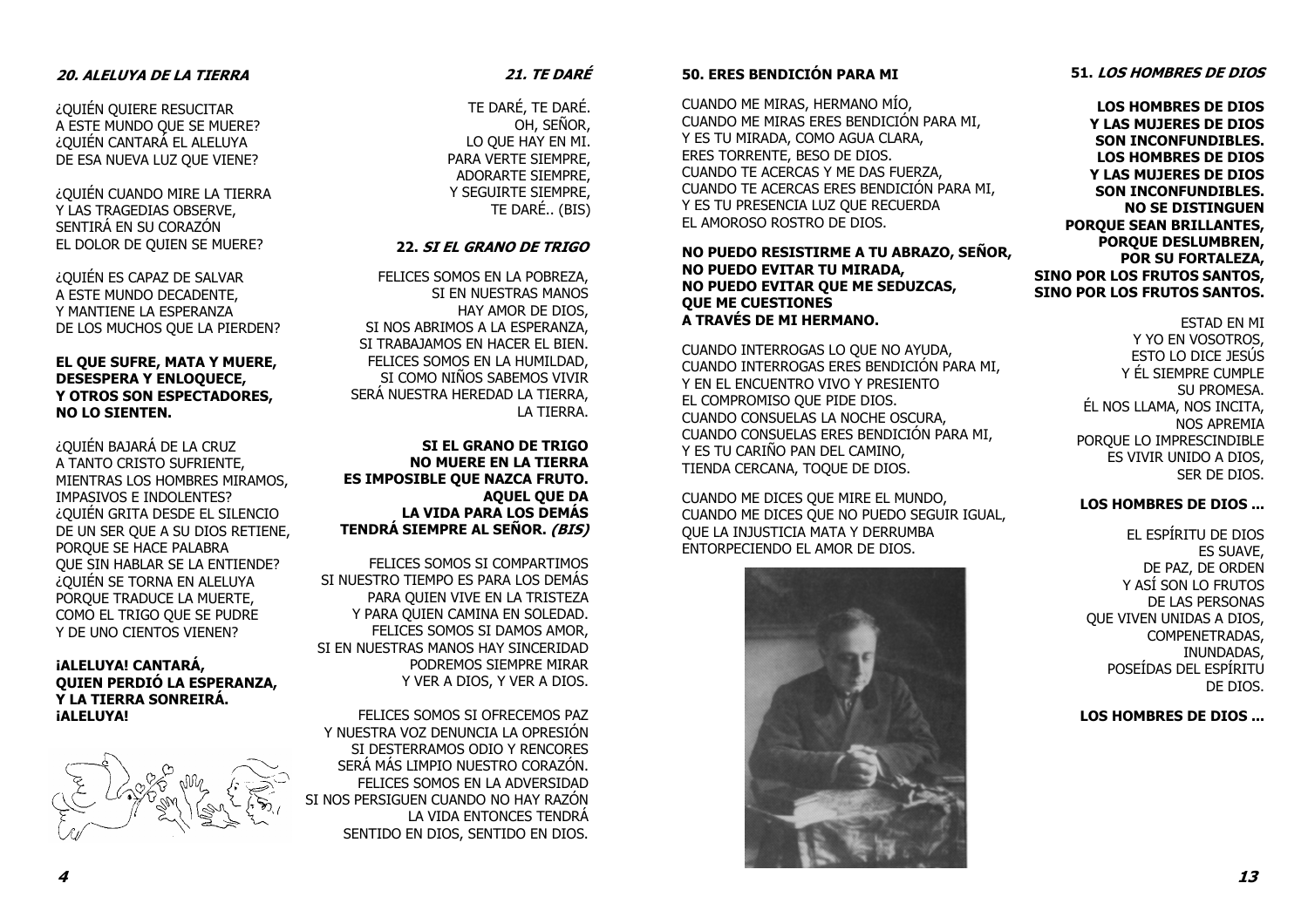### 20. *ALELUYA DE LA TIERRA*

¿QUIÉN QUIERE RESUCITAR
A ESTE MUNDO QUE SE MUERE?
¿QUIÉN CANTARÁ EL ALELUYA
DE ESA NUEVA LUZ QUE VIENE?

¿QUIÉN CUANDO MIRE LA TIERRA
Y LAS TRAGEDIAS OBSERVE,
SENTIRÁ EN SU CORAZÓN
EL DOLOR DE QUIEN SE MUERE?

¿QUIÉN ES CAPAZ DE SALVAR
A ESTE MUNDO DECADENTE,
Y MANTIENE LA ESPERANZA
DE LOS MUCHOS QUE LA PIERDEN?

**EL QUE SUFRE, MATA Y MUERE,**
**DESESPERA Y ENLOQUECE,**
**Y OTROS SON ESPECTADORES,**
**NO LO SIENTEN.**

¿QUIÉN BAJARÁ DE LA CRUZ
A TANTO CRISTO SUFRIENTE,
MIENTRAS LOS HOMBRES MIRAMOS,
IMPASIVOS E INDOLENTES?
¿QUIÉN GRITA DESDE EL SILENCIO
DE UN SER QUE A SU DIOS RETIENE,
PORQUE SE HACE PALABRA
QUE SIN HABLAR SE LA ENTIENDE?
¿QUIÉN SE TORNA EN ALELUYA
PORQUE TRADUCE LA MUERTE,
COMO EL TRIGO QUE SE PUDRE
Y DE UNO CIENTOS VIENEN?

**¡ALELUYA! CANTARÁ,**
**QUIEN PERDIÓ LA ESPERANZA,**
**Y LA TIERRA SONREIRÁ.**
**¡ALELUYA!**

### 21. *TE DARÉ*

TE DARÉ, TE DARÉ.
OH, SEÑOR,
LO QUE HAY EN MI.
PARA VERTE SIEMPRE,
ADORARTE SIEMPRE,
Y SEGUIRTE SIEMPRE,
TE DARÉ.. (BIS)

### 22. *SI EL GRANO DE TRIGO*

FELICES SOMOS EN LA POBREZA,
SI EN NUESTRAS MANOS
HAY AMOR DE DIOS,
SI NOS ABRIMOS A LA ESPERANZA,
SI TRABAJAMOS EN HACER EL BIEN.
FELICES SOMOS EN LA HUMILDAD,
SI COMO NIÑOS SABEMOS VIVIR
SERÁ NUESTRA HEREDAD LA TIERRA,
LA TIERRA.

**SI EL GRANO DE TRIGO**
**NO MUERE EN LA TIERRA**
**ES IMPOSIBLE QUE NAZCA FRUTO.**
**AQUEL QUE DA**
**LA VIDA PARA LOS DEMÁS**
**TENDRÁ SIEMPRE AL SEÑOR. *(BIS)***

FELICES SOMOS SI COMPARTIMOS
SI NUESTRO TIEMPO ES PARA LOS DEMÁS
PARA QUIEN VIVE EN LA TRISTEZA
Y PARA QUIEN CAMINA EN SOLEDAD.
FELICES SOMOS SI DAMOS AMOR,
SI EN NUESTRAS MANOS HAY SINCERIDAD
PODREMOS SIEMPRE MIRAR
Y VER A DIOS, Y VER A DIOS.

FELICES SOMOS SI OFRECEMOS PAZ
Y NUESTRA VOZ DENUNCIA LA OPRESIÓN
SI DESTERRAMOS ODIO Y RENCORES
SERÁ MÁS LIMPIO NUESTRO CORAZÓN.
FELICES SOMOS EN LA ADVERSIDAD
SI NOS PERSIGUEN CUANDO NO HAY RAZÓN
LA VIDA ENTONCES TENDRÁ
SENTIDO EN DIOS, SENTIDO EN DIOS.

### 50. ERES BENDICIÓN PARA MI

CUANDO ME MIRAS, HERMANO MÍO,
CUANDO ME MIRAS ERES BENDICIÓN PARA MI,
Y ES TU MIRADA, COMO AGUA CLARA,
ERES TORRENTE, BESO DE DIOS.
CUANDO TE ACERCAS Y ME DAS FUERZA,
CUANDO TE ACERCAS ERES BENDICIÓN PARA MI,
Y ES TU PRESENCIA LUZ QUE RECUERDA
EL AMOROSO ROSTRO DE DIOS.

**NO PUEDO RESISTIRME A TU ABRAZO, SEÑOR,**
**NO PUEDO EVITAR TU MIRADA,**
**NO PUEDO EVITAR QUE ME SEDUZCAS,**
**QUE ME CUESTIONES**
**A TRAVÉS DE MI HERMANO.**

CUANDO INTERROGAS LO QUE NO AYUDA,
CUANDO INTERROGAS ERES BENDICIÓN PARA MI,
Y EN EL ENCUENTRO VIVO Y PRESIENTO
EL COMPROMISO QUE PIDE DIOS.
CUANDO CONSUELAS LA NOCHE OSCURA,
CUANDO CONSUELAS ERES BENDICIÓN PARA MI,
Y ES TU CARIÑO PAN DEL CAMINO,
TIENDA CERCANA, TOQUE DE DIOS.

CUANDO ME DICES QUE MIRE EL MUNDO,
CUANDO ME DICES QUE NO PUEDO SEGUIR IGUAL,
QUE LA INJUSTICIA MATA Y DERRUMBA
ENTORPECIENDO EL AMOR DE DIOS.

### 51. *LOS HOMBRES DE DIOS*

**LOS HOMBRES DE DIOS**
**Y LAS MUJERES DE DIOS**
**SON INCONFUNDIBLES.**
**LOS HOMBRES DE DIOS**
**Y LAS MUJERES DE DIOS**
**SON INCONFUNDIBLES.**
**NO SE DISTINGUEN**
**PORQUE SEAN BRILLANTES,**
**PORQUE DESLUMBREN,**
**POR SU FORTALEZA,**
**SINO POR LOS FRUTOS SANTOS,**
**SINO POR LOS FRUTOS SANTOS.**

ESTAD EN MI
Y YO EN VOSOTROS,
ESTO LO DICE JESÚS
Y ÉL SIEMPRE CUMPLE
SU PROMESA.
ÉL NOS LLAMA, NOS INCITA,
NOS APREMIA
PORQUE LO IMPRESCINDIBLE
ES VIVIR UNIDO A DIOS,
SER DE DIOS.

**LOS HOMBRES DE DIOS ...**

EL ESPÍRITU DE DIOS
ES SUAVE,
DE PAZ, DE ORDEN
Y ASÍ SON LO FRUTOS
DE LAS PERSONAS
QUE VIVEN UNIDAS A DIOS,
COMPENETRADAS,
INUNDADAS,
POSEÍDAS DEL ESPÍRITU
DE DIOS.

**LOS HOMBRES DE DIOS ...**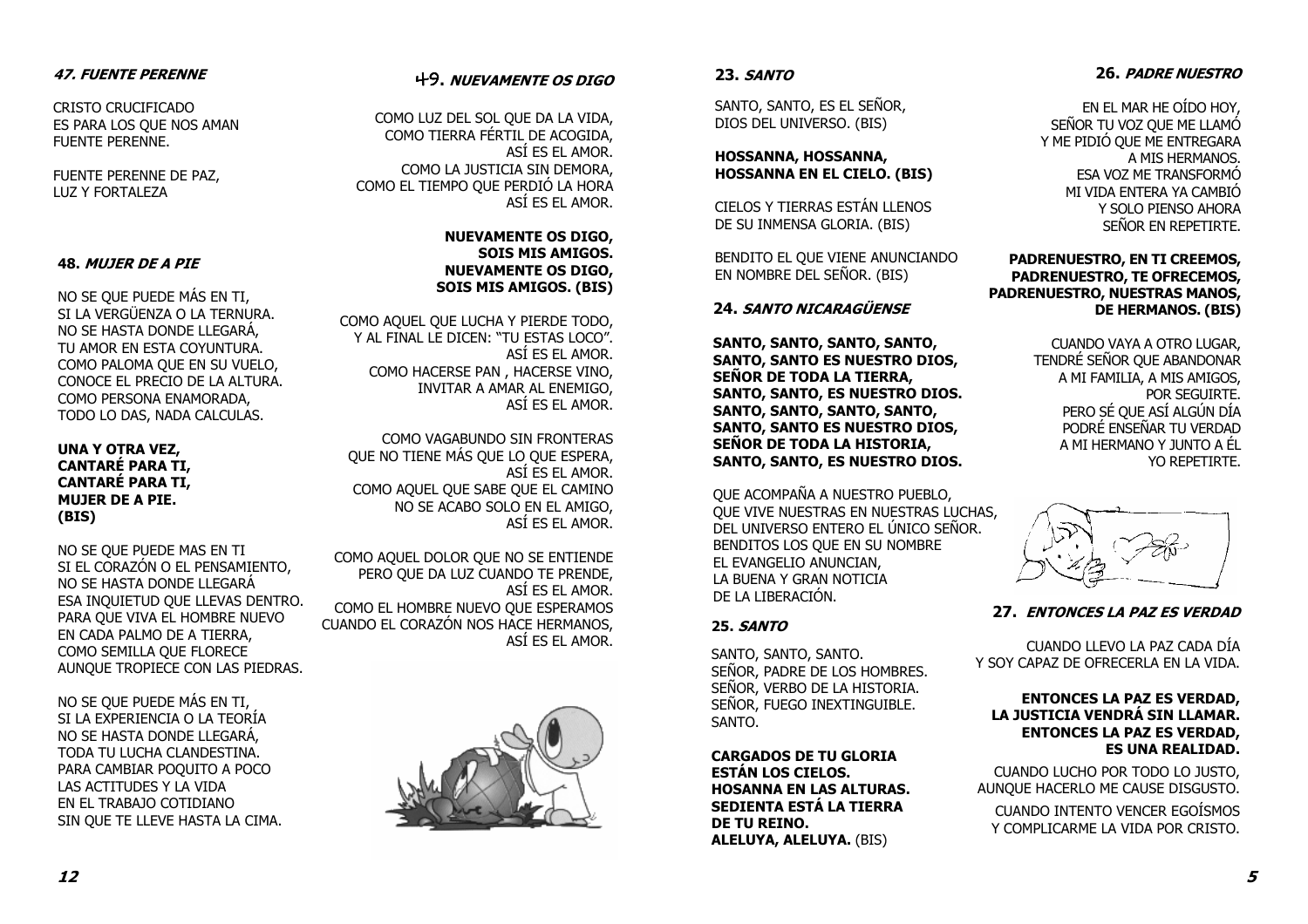### 47. *FUENTE PERENNE*

CRISTO CRUCIFICADO
ES PARA LOS QUE NOS AMAN
FUENTE PERENNE.

FUENTE PERENNE DE PAZ,
LUZ Y FORTALEZA

### 48. *MUJER DE A PIE*

NO SE QUE PUEDE MÁS EN TI,
SI LA VERGÜENZA O LA TERNURA.
NO SE HASTA DONDE LLEGARÁ,
TU AMOR EN ESTA COYUNTURA.
COMO PALOMA QUE EN SU VUELO,
CONOCE EL PRECIO DE LA ALTURA.
COMO PERSONA ENAMORADA,
TODO LO DAS, NADA CALCULAS.

**UNA Y OTRA VEZ,**
**CANTARÉ PARA TI,**
**CANTARÉ PARA TI,**
**MUJER DE A PIE.**
**(BIS)**

NO SE QUE PUEDE MAS EN TI
SI EL CORAZÓN O EL PENSAMIENTO,
NO SE HASTA DONDE LLEGARÁ
ESA INQUIETUD QUE LLEVAS DENTRO.
PARA QUE VIVA EL HOMBRE NUEVO
EN CADA PALMO DE A TIERRA,
COMO SEMILLA QUE FLORECE
AUNQUE TROPIECE CON LAS PIEDRAS.

NO SE QUE PUEDE MÁS EN TI,
SI LA EXPERIENCIA O LA TEORÍA
NO SE HASTA DONDE LLEGARÁ,
TODA TU LUCHA CLANDESTINA.
PARA CAMBIAR POQUITO A POCO
LAS ACTITUDES Y LA VIDA
EN EL TRABAJO COTIDIANO
SIN QUE TE LLEVE HASTA LA CIMA.

### 49. *NUEVAMENTE OS DIGO*

COMO LUZ DEL SOL QUE DA LA VIDA,
COMO TIERRA FÉRTIL DE ACOGIDA,
ASÍ ES EL AMOR.
COMO LA JUSTICIA SIN DEMORA,
COMO EL TIEMPO QUE PERDIÓ LA HORA
ASÍ ES EL AMOR.

**NUEVAMENTE OS DIGO,**
**SOIS MIS AMIGOS.**
**NUEVAMENTE OS DIGO,**
**SOIS MIS AMIGOS. (BIS)**

COMO AQUEL QUE LUCHA Y PIERDE TODO,
Y AL FINAL LE DICEN: "TU ESTAS LOCO".
ASÍ ES EL AMOR.
COMO HACERSE PAN , HACERSE VINO,
INVITAR A AMAR AL ENEMIGO,
ASÍ ES EL AMOR.

COMO VAGABUNDO SIN FRONTERAS
QUE NO TIENE MÁS QUE LO QUE ESPERA,
ASÍ ES EL AMOR.
COMO AQUEL QUE SABE QUE EL CAMINO
NO SE ACABO SOLO EN EL AMIGO,
ASÍ ES EL AMOR.

COMO AQUEL DOLOR QUE NO SE ENTIENDE
PERO QUE DA LUZ CUANDO TE PRENDE,
ASÍ ES EL AMOR.
COMO EL HOMBRE NUEVO QUE ESPERAMOS
CUANDO EL CORAZÓN NOS HACE HERMANOS,
ASÍ ES EL AMOR.

### 23. *SANTO*

SANTO, SANTO, ES EL SEÑOR,
DIOS DEL UNIVERSO. (BIS)

**HOSSANNA, HOSSANNA,**
**HOSSANNA EN EL CIELO. (BIS)**

CIELOS Y TIERRAS ESTÁN LLENOS
DE SU INMENSA GLORIA. (BIS)

BENDITO EL QUE VIENE ANUNCIANDO
EN NOMBRE DEL SEÑOR. (BIS)

### 24. *SANTO NICARAGÜENSE*

**SANTO, SANTO, SANTO, SANTO,**
**SANTO, SANTO ES NUESTRO DIOS,**
**SEÑOR DE TODA LA TIERRA,**
**SANTO, SANTO, ES NUESTRO DIOS.**
**SANTO, SANTO, SANTO, SANTO,**
**SANTO, SANTO ES NUESTRO DIOS,**
**SEÑOR DE TODA LA HISTORIA,**
**SANTO, SANTO, ES NUESTRO DIOS.**

QUE ACOMPAÑA A NUESTRO PUEBLO,
QUE VIVE NUESTRAS EN NUESTRAS LUCHAS,
DEL UNIVERSO ENTERO EL ÚNICO SEÑOR.
BENDITOS LOS QUE EN SU NOMBRE
EL EVANGELIO ANUNCIAN,
LA BUENA Y GRAN NOTICIA
DE LA LIBERACIÓN.

### 25. *SANTO*

SANTO, SANTO, SANTO.
SEÑOR, PADRE DE LOS HOMBRES.
SEÑOR, VERBO DE LA HISTORIA.
SEÑOR, FUEGO INEXTINGUIBLE.
SANTO.

**CARGADOS DE TU GLORIA**
**ESTÁN LOS CIELOS.**
**HOSANNA EN LAS ALTURAS.**
**SEDIENTA ESTÁ LA TIERRA**
**DE TU REINO.**
**ALELUYA, ALELUYA.** (BIS)

### 26. *PADRE NUESTRO*

EN EL MAR HE OÍDO HOY,
SEÑOR TU VOZ QUE ME LLAMÓ
Y ME PIDIÓ QUE ME ENTREGARA
A MIS HERMANOS.
ESA VOZ ME TRANSFORMÓ
MI VIDA ENTERA YA CAMBIÓ
Y SOLO PIENSO AHORA
SEÑOR EN REPETIRTE.

**PADRENUESTRO, EN TI CREEMOS,**
**PADRENUESTRO, TE OFRECEMOS,**
**PADRENUESTRO, NUESTRAS MANOS,**
**DE HERMANOS. (BIS)**

CUANDO VAYA A OTRO LUGAR,
TENDRÉ SEÑOR QUE ABANDONAR
A MI FAMILIA, A MIS AMIGOS,
POR SEGUIRTE.
PERO SÉ QUE ASÍ ALGÚN DÍA
PODRÉ ENSEÑAR TU VERDAD
A MI HERMANO Y JUNTO A ÉL
YO REPETIRTE.

### 27. *ENTONCES LA PAZ ES VERDAD*

CUANDO LLEVO LA PAZ CADA DÍA
Y SOY CAPAZ DE OFRECERLA EN LA VIDA.

**ENTONCES LA PAZ ES VERDAD,**
**LA JUSTICIA VENDRÁ SIN LLAMAR.**
**ENTONCES LA PAZ ES VERDAD,**
**ES UNA REALIDAD.**

CUANDO LUCHO POR TODO LO JUSTO,
AUNQUE HACERLO ME CAUSE DISGUSTO.

CUANDO INTENTO VENCER EGOÍSMOS
Y COMPLICARME LA VIDA POR CRISTO.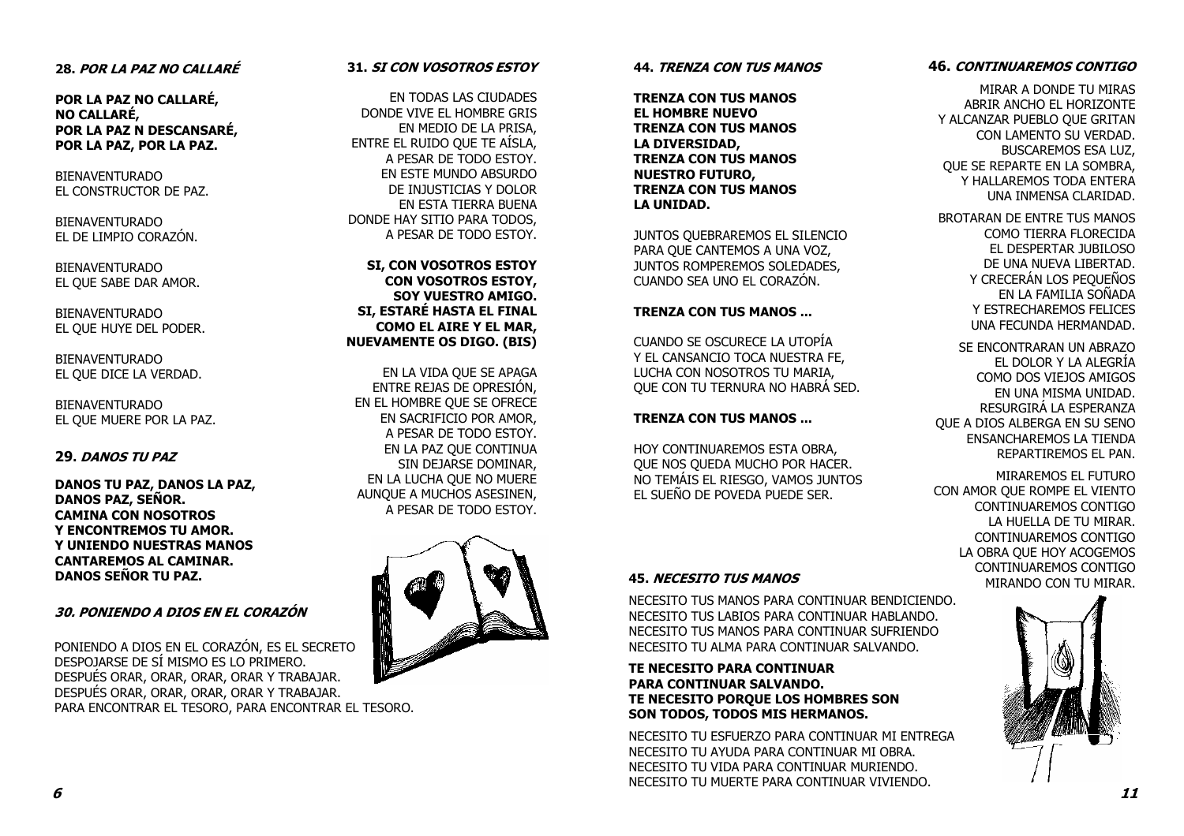## 28. *POR LA PAZ NO CALLARÉ*

**POR LA PAZ NO CALLARÉ,**
**NO CALLARÉ,**
**POR LA PAZ N DESCANSARÉ,**
**POR LA PAZ, POR LA PAZ.**

BIENAVENTURADO
EL CONSTRUCTOR DE PAZ.

BIENAVENTURADO
EL DE LIMPIO CORAZÓN.

BIENAVENTURADO
EL QUE SABE DAR AMOR.

BIENAVENTURADO
EL QUE HUYE DEL PODER.

BIENAVENTURADO
EL QUE DICE LA VERDAD.

BIENAVENTURADO
EL QUE MUERE POR LA PAZ.

## 29. *DANOS TU PAZ*

**DANOS TU PAZ, DANOS LA PAZ,**
**DANOS PAZ, SEÑOR.**
**CAMINA CON NOSOTROS**
**Y ENCONTREMOS TU AMOR.**
**Y UNIENDO NUESTRAS MANOS**
**CANTAREMOS AL CAMINAR.**
**DANOS SEÑOR TU PAZ.**

## *30. PONIENDO A DIOS EN EL CORAZÓN*

PONIENDO A DIOS EN EL CORAZÓN, ES EL SECRETO
DESPOJARSE DE SÍ MISMO ES LO PRIMERO.
DESPUÉS ORAR, ORAR, ORAR, ORAR Y TRABAJAR.
DESPUÉS ORAR, ORAR, ORAR, ORAR Y TRABAJAR.
PARA ENCONTRAR EL TESORO, PARA ENCONTRAR EL TESORO.

## 31. *SI CON VOSOTROS ESTOY*

EN TODAS LAS CIUDADES
DONDE VIVE EL HOMBRE GRIS
EN MEDIO DE LA PRISA,
ENTRE EL RUIDO QUE TE AÍSLA,
A PESAR DE TODO ESTOY.
EN ESTE MUNDO ABSURDO
DE INJUSTICIAS Y DOLOR
EN ESTA TIERRA BUENA
DONDE HAY SITIO PARA TODOS,
A PESAR DE TODO ESTOY.

**SI, CON VOSOTROS ESTOY**
**CON VOSOTROS ESTOY,**
**SOY VUESTRO AMIGO.**
**SI, ESTARÉ HASTA EL FINAL**
**COMO EL AIRE Y EL MAR,**
**NUEVAMENTE OS DIGO. (BIS)**

EN LA VIDA QUE SE APAGA
ENTRE REJAS DE OPRESIÓN,
EN EL HOMBRE QUE SE OFRECE
EN SACRIFICIO POR AMOR,
A PESAR DE TODO ESTOY.
EN LA PAZ QUE CONTINUA
SIN DEJARSE DOMINAR,
EN LA LUCHA QUE NO MUERE
AUNQUE A MUCHOS ASESINEN,
A PESAR DE TODO ESTOY.

## 44. *TRENZA CON TUS MANOS*

**TRENZA CON TUS MANOS**
**EL HOMBRE NUEVO**
**TRENZA CON TUS MANOS**
**LA DIVERSIDAD,**
**TRENZA CON TUS MANOS**
**NUESTRO FUTURO,**
**TRENZA CON TUS MANOS**
**LA UNIDAD.**

JUNTOS QUEBRAREMOS EL SILENCIO
PARA QUE CANTEMOS A UNA VOZ,
JUNTOS ROMPEREMOS SOLEDADES,
CUANDO SEA UNO EL CORAZÓN.

**TRENZA CON TUS MANOS ...**

CUANDO SE OSCURECE LA UTOPÍA
Y EL CANSANCIO TOCA NUESTRA FE,
LUCHA CON NOSOTROS TU MARIA,
QUE CON TU TERNURA NO HABRÁ SED.

**TRENZA CON TUS MANOS ...**

HOY CONTINUAREMOS ESTA OBRA,
QUE NOS QUEDA MUCHO POR HACER.
NO TEMÁIS EL RIESGO, VAMOS JUNTOS
EL SUEÑO DE POVEDA PUEDE SER.

## 45. *NECESITO TUS MANOS*

NECESITO TUS MANOS PARA CONTINUAR BENDICIENDO.
NECESITO TUS LABIOS PARA CONTINUAR HABLANDO.
NECESITO TUS MANOS PARA CONTINUAR SUFRIENDO
NECESITO TU ALMA PARA CONTINUAR SALVANDO.

**TE NECESITO PARA CONTINUAR**
**PARA CONTINUAR SALVANDO.**
**TE NECESITO PORQUE LOS HOMBRES SON**
**SON TODOS, TODOS MIS HERMANOS.**

NECESITO TU ESFUERZO PARA CONTINUAR MI ENTREGA
NECESITO TU AYUDA PARA CONTINUAR MI OBRA.
NECESITO TU VIDA PARA CONTINUAR MURIENDO.
NECESITO TU MUERTE PARA CONTINUAR VIVIENDO.

## 46. *CONTINUAREMOS CONTIGO*

MIRAR A DONDE TU MIRAS
ABRIR ANCHO EL HORIZONTE
Y ALCANZAR PUEBLO QUE GRITAN
CON LAMENTO SU VERDAD.
BUSCAREMOS ESA LUZ,
QUE SE REPARTE EN LA SOMBRA,
Y HALLAREMOS TODA ENTERA
UNA INMENSA CLARIDAD.

BROTARAN DE ENTRE TUS MANOS
COMO TIERRA FLORECIDA
EL DESPERTAR JUBILOSO
DE UNA NUEVA LIBERTAD.
Y CRECERÁN LOS PEQUEÑOS
EN LA FAMILIA SOÑADA
Y ESTRECHAREMOS FELICES
UNA FECUNDA HERMANDAD.

SE ENCONTRARAN UN ABRAZO
EL DOLOR Y LA ALEGRÍA
COMO DOS VIEJOS AMIGOS
EN UNA MISMA UNIDAD.
RESURGIRÁ LA ESPERANZA
QUE A DIOS ALBERGA EN SU SENO
ENSANCHAREMOS LA TIENDA
REPARTIREMOS EL PAN.

MIRAREMOS EL FUTURO
CON AMOR QUE ROMPE EL VIENTO
CONTINUAREMOS CONTIGO
LA HUELLA DE TU MIRAR.
CONTINUAREMOS CONTIGO
LA OBRA QUE HOY ACOGEMOS
CONTINUAREMOS CONTIGO
MIRANDO CON TU MIRAR.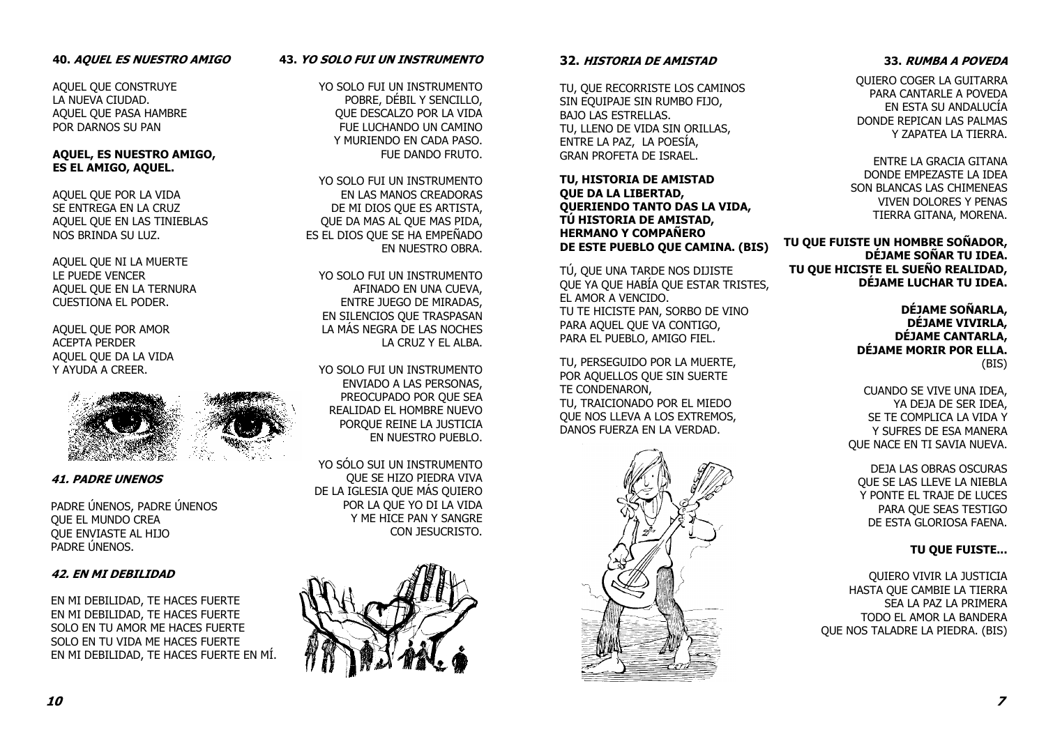#### 40. *AQUEL ES NUESTRO AMIGO*

AQUEL QUE CONSTRUYE
LA NUEVA CIUDAD.
AQUEL QUE PASA HAMBRE
POR DARNOS SU PAN

**AQUEL, ES NUESTRO AMIGO,**
**ES EL AMIGO, AQUEL.**

AQUEL QUE POR LA VIDA
SE ENTREGA EN LA CRUZ
AQUEL QUE EN LAS TINIEBLAS
NOS BRINDA SU LUZ.

AQUEL QUE NI LA MUERTE
LE PUEDE VENCER
AQUEL QUE EN LA TERNURA
CUESTIONA EL PODER.

AQUEL QUE POR AMOR
ACEPTA PERDER
AQUEL QUE DA LA VIDA
Y AYUDA A CREER.

#### *41. PADRE UNENOS*

PADRE ÚNENOS, PADRE ÚNENOS
QUE EL MUNDO CREA
QUE ENVIASTE AL HIJO
PADRE ÚNENOS.

#### *42. EN MI DEBILIDAD*

EN MI DEBILIDAD, TE HACES FUERTE
EN MI DEBILIDAD, TE HACES FUERTE
SOLO EN TU AMOR ME HACES FUERTE
SOLO EN TU VIDA ME HACES FUERTE
EN MI DEBILIDAD, TE HACES FUERTE EN MÍ.

#### 43. *YO SOLO FUI UN INSTRUMENTO*

YO SOLO FUI UN INSTRUMENTO
POBRE, DÉBIL Y SENCILLO,
QUE DESCALZO POR LA VIDA
FUE LUCHANDO UN CAMINO
Y MURIENDO EN CADA PASO.
FUE DANDO FRUTO.

YO SOLO FUI UN INSTRUMENTO
EN LAS MANOS CREADORAS
DE MI DIOS QUE ES ARTISTA,
QUE DA MAS AL QUE MAS PIDA,
ES EL DIOS QUE SE HA EMPEÑADO
EN NUESTRO OBRA.

YO SOLO FUI UN INSTRUMENTO
AFINADO EN UNA CUEVA,
ENTRE JUEGO DE MIRADAS,
EN SILENCIOS QUE TRASPASAN
LA MÁS NEGRA DE LAS NOCHES
LA CRUZ Y EL ALBA.

YO SOLO FUI UN INSTRUMENTO
ENVIADO A LAS PERSONAS,
PREOCUPADO POR QUE SEA
REALIDAD EL HOMBRE NUEVO
PORQUE REINE LA JUSTICIA
EN NUESTRO PUEBLO.

YO SÓLO SUI UN INSTRUMENTO
QUE SE HIZO PIEDRA VIVA
DE LA IGLESIA QUE MÁS QUIERO
POR LA QUE YO DI LA VIDA
Y ME HICE PAN Y SANGRE
CON JESUCRISTO.

#### 32. *HISTORIA DE AMISTAD*

TU, QUE RECORRISTE LOS CAMINOS
SIN EQUIPAJE SIN RUMBO FIJO,
BAJO LAS ESTRELLAS.
TU, LLENO DE VIDA SIN ORILLAS,
ENTRE LA PAZ, LA POESÍA,
GRAN PROFETA DE ISRAEL.

**TU, HISTORIA DE AMISTAD**
**QUE DA LA LIBERTAD,**
**QUERIENDO TANTO DAS LA VIDA,**
**TÚ HISTORIA DE AMISTAD,**
**HERMANO Y COMPAÑERO**
**DE ESTE PUEBLO QUE CAMINA. (BIS)**

TÚ, QUE UNA TARDE NOS DIJISTE
QUE YA QUE HABÍA QUE ESTAR TRISTES,
EL AMOR A VENCIDO.
TU TE HICISTE PAN, SORBO DE VINO
PARA AQUEL QUE VA CONTIGO,
PARA EL PUEBLO, AMIGO FIEL.

TU, PERSEGUIDO POR LA MUERTE,
POR AQUELLOS QUE SIN SUERTE
TE CONDENARON,
TU, TRAICIONADO POR EL MIEDO
QUE NOS LLEVA A LOS EXTREMOS,
DANOS FUERZA EN LA VERDAD.

#### 33. *RUMBA A POVEDA*

QUIERO COGER LA GUITARRA
PARA CANTARLE A POVEDA
EN ESTA SU ANDALUCÍA
DONDE REPICAN LAS PALMAS
Y ZAPATEA LA TIERRA.

ENTRE LA GRACIA GITANA
DONDE EMPEZASTE LA IDEA
SON BLANCAS LAS CHIMENEAS
VIVEN DOLORES Y PENAS
TIERRA GITANA, MORENA.

**TU QUE FUISTE UN HOMBRE SOÑADOR,**
**DÉJAME SOÑAR TU IDEA.**
**TU QUE HICISTE EL SUEÑO REALIDAD,**
**DÉJAME LUCHAR TU IDEA.**

**DÉJAME SOÑARLA,**
**DÉJAME VIVIRLA,**
**DÉJAME CANTARLA,**
**DÉJAME MORIR POR ELLA.**
(BIS)

CUANDO SE VIVE UNA IDEA,
YA DEJA DE SER IDEA,
SE TE COMPLICA LA VIDA Y
Y SUFRES DE ESA MANERA
QUE NACE EN TI SAVIA NUEVA.

DEJA LAS OBRAS OSCURAS
QUE SE LAS LLEVE LA NIEBLA
Y PONTE EL TRAJE DE LUCES
PARA QUE SEAS TESTIGO
DE ESTA GLORIOSA FAENA.

**TU QUE FUISTE...**

QUIERO VIVIR LA JUSTICIA
HASTA QUE CAMBIE LA TIERRA
SEA LA PAZ LA PRIMERA
TODO EL AMOR LA BANDERA
QUE NOS TALADRE LA PIEDRA. (BIS)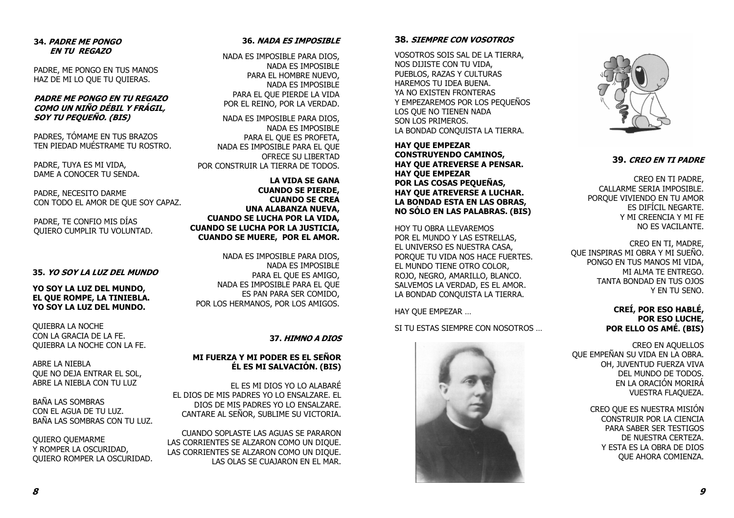### 34. *PADRE ME PONGO EN TU REGAZO*

PADRE, ME PONGO EN TUS MANOS
HAZ DE MI LO QUE TU QUIERAS.

***PADRE ME PONGO EN TU REGAZO***
***COMO UN NIÑO DÉBIL Y FRÁGIL,***
***SOY TU PEQUEÑO. (BIS)***

PADRES, TÓMAME EN TUS BRAZOS
TEN PIEDAD MUÉSTRAME TU ROSTRO.

PADRE, TUYA ES MI VIDA,
DAME A CONOCER TU SENDA.

PADRE, NECESITO DARME
CON TODO EL AMOR DE QUE SOY CAPAZ.

PADRE, TE CONFIO MIS DÍAS
QUIERO CUMPLIR TU VOLUNTAD.

### 35. *YO SOY LA LUZ DEL MUNDO*

**YO SOY LA LUZ DEL MUNDO,**
**EL QUE ROMPE, LA TINIEBLA.**
**YO SOY LA LUZ DEL MUNDO.**

QUIEBRA LA NOCHE
CON LA GRACIA DE LA FE.
QUIEBRA LA NOCHE CON LA FE.

ABRE LA NIEBLA
QUE NO DEJA ENTRAR EL SOL,
ABRE LA NIEBLA CON TU LUZ

BAÑA LAS SOMBRAS
CON EL AGUA DE TU LUZ.
BAÑA LAS SOMBRAS CON TU LUZ.

QUIERO QUEMARME
Y ROMPER LA OSCURIDAD,
QUIERO ROMPER LA OSCURIDAD.

### 36. *NADA ES IMPOSIBLE*

NADA ES IMPOSIBLE PARA DIOS,
NADA ES IMPOSIBLE
PARA EL HOMBRE NUEVO,
NADA ES IMPOSIBLE
PARA EL QUE PIERDE LA VIDA
POR EL REINO, POR LA VERDAD.

NADA ES IMPOSIBLE PARA DIOS,
NADA ES IMPOSIBLE
PARA EL QUE ES PROFETA,
NADA ES IMPOSIBLE PARA EL QUE
OFRECE SU LIBERTAD
POR CONSTRUIR LA TIERRA DE TODOS.

**LA VIDA SE GANA**
**CUANDO SE PIERDE,**
**CUANDO SE CREA**
**UNA ALABANZA NUEVA,**
**CUANDO SE LUCHA POR LA VIDA,**
**CUANDO SE LUCHA POR LA JUSTICIA,**
**CUANDO SE MUERE, POR EL AMOR.**

NADA ES IMPOSIBLE PARA DIOS,
NADA ES IMPOSIBLE
PARA EL QUE ES AMIGO,
NADA ES IMPOSIBLE PARA EL QUE
ES PAN PARA SER COMIDO,
POR LOS HERMANOS, POR LOS AMIGOS.

### 37. *HIMNO A DIOS*

**MI FUERZA Y MI PODER ES EL SEÑOR**
**ÉL ES MI SALVACIÓN. (BIS)**

EL ES MI DIOS YO LO ALABARÉ
EL DIOS DE MIS PADRES YO LO ENSALZARE. EL
DIOS DE MIS PADRES YO LO ENSALZARE.
CANTARE AL SEÑOR, SUBLIME SU VICTORIA.

CUANDO SOPLASTE LAS AGUAS SE PARARON
LAS CORRIENTES SE ALZARON COMO UN DIQUE.
LAS CORRIENTES SE ALZARON COMO UN DIQUE.
LAS OLAS SE CUAJARON EN EL MAR.

### 38. *SIEMPRE CON VOSOTROS*

VOSOTROS SOIS SAL DE LA TIERRA,
NOS DIJISTE CON TU VIDA,
PUEBLOS, RAZAS Y CULTURAS
HAREMOS TU IDEA BUENA.
YA NO EXISTEN FRONTERAS
Y EMPEZAREMOS POR LOS PEQUEÑOS
LOS QUE NO TIENEN NADA
SON LOS PRIMEROS.
LA BONDAD CONQUISTA LA TIERRA.

**HAY QUE EMPEZAR**
**CONSTRUYENDO CAMINOS,**
**HAY QUE ATREVERSE A PENSAR.**
**HAY QUE EMPEZAR**
**POR LAS COSAS PEQUEÑAS,**
**HAY QUE ATREVERSE A LUCHAR.**
**LA BONDAD ESTA EN LAS OBRAS,**
**NO SÓLO EN LAS PALABRAS. (BIS)**

HOY TU OBRA LLEVAREMOS
POR EL MUNDO Y LAS ESTRELLAS,
EL UNIVERSO ES NUESTRA CASA,
PORQUE TU VIDA NOS HACE FUERTES.
EL MUNDO TIENE OTRO COLOR,
ROJO, NEGRO, AMARILLO, BLANCO.
SALVEMOS LA VERDAD, ES EL AMOR.
LA BONDAD CONQUISTA LA TIERRA.

HAY QUE EMPEZAR …

SI TU ESTAS SIEMPRE CON NOSOTROS …

### 39. *CREO EN TI PADRE*

CREO EN TI PADRE,
CALLARME SERIA IMPOSIBLE.
PORQUE VIVIENDO EN TU AMOR
ES DIFÍCIL NEGARTE.
Y MI CREENCIA Y MI FE
NO ES VACILANTE.

CREO EN TI, MADRE,
QUE INSPIRAS MI OBRA Y MI SUEÑO.
PONGO EN TUS MANOS MI VIDA,
MI ALMA TE ENTREGO.
TANTA BONDAD EN TUS OJOS
Y EN TU SENO.

**CREÍ, POR ESO HABLÉ,**
**POR ESO LUCHE,**
**POR ELLO OS AMÉ. (BIS)**

CREO EN AQUELLOS
QUE EMPEÑAN SU VIDA EN LA OBRA.
OH, JUVENTUD FUERZA VIVA
DEL MUNDO DE TODOS.
EN LA ORACIÓN MORIRÁ
VUESTRA FLAQUEZA.

CREO QUE ES NUESTRA MISIÓN
CONSTRUIR POR LA CIENCIA
PARA SABER SER TESTIGOS
DE NUESTRA CERTEZA.
Y ESTA ES LA OBRA DE DIOS
QUE AHORA COMIENZA.